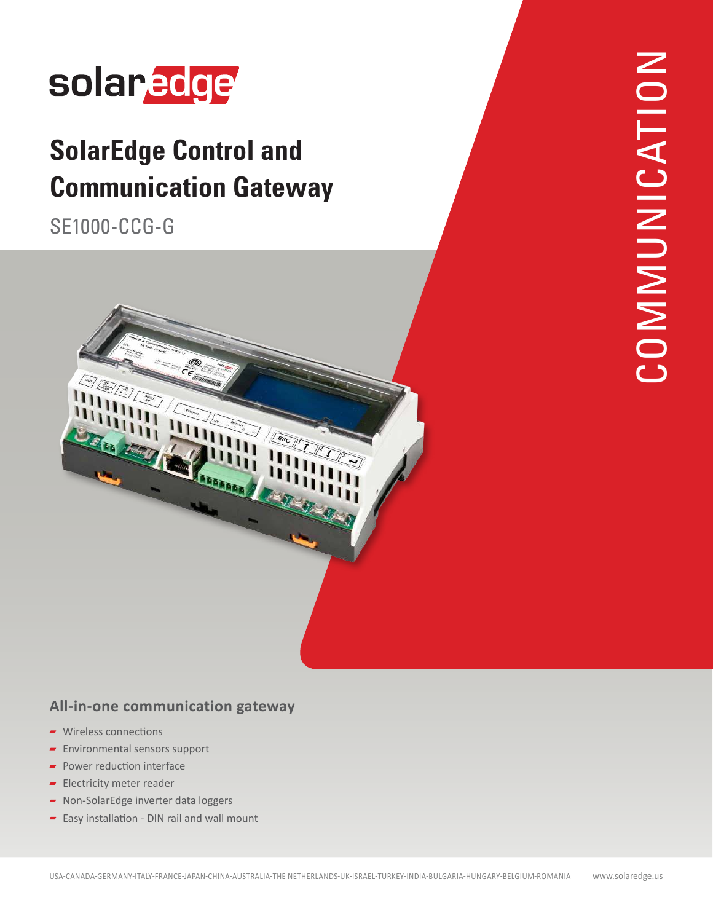solaredge

# SolarEdge Control and Communication Gateway

SE1000-CCG-G

COMMUNICATION

## All-in-one communication gateway

- Wireless connections
- Environmental sensors support
- Power reduction interface
- Electricity meter reader
- Non-SolarEdge inverter data loggers
- Easy installation - DIN rail and wall mount

USA-CANADA-GERMANY-ITALY-FRANCE-JAPAN-CHINA-AUSTRALIA-THE NETHERLANDS-UK-ISRAEL-TURKEY-INDIA-BULGARIA-HUNGARY-BELGIUM-ROMANIA www.solaredge.us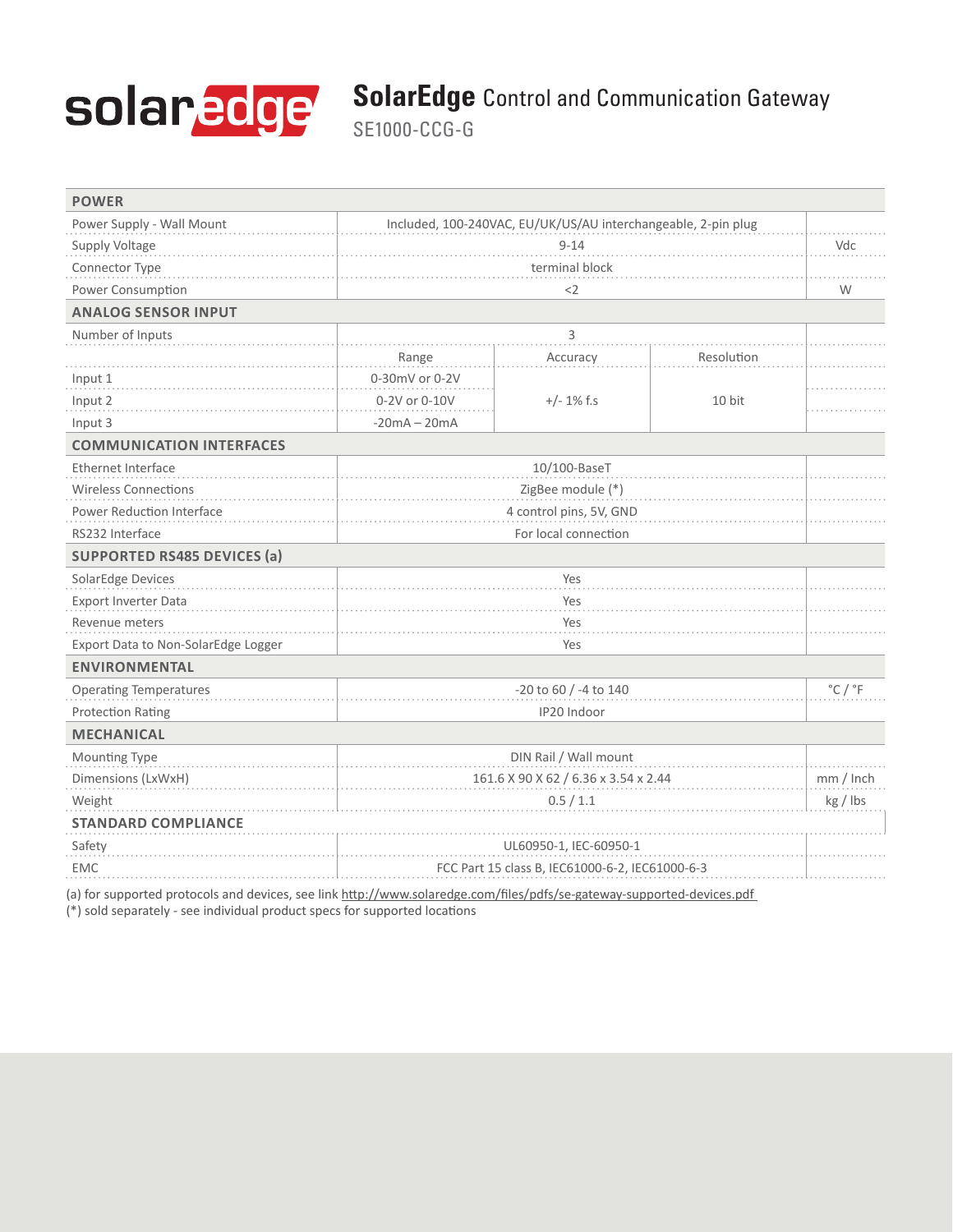# SolarEdge Control and Communication Gateway

SE1000-CCG-G

| POWER | | | | |
|---|---|---|---|---|
| Power Supply - Wall Mount | Included, 100-240VAC, EU/UK/US/AU interchangeable, 2-pin plug | | | |
| Supply Voltage | 9-14 | | | Vdc |
| Connector Type | terminal block | | | |
| Power Consumption | <2 | | | W |
| **ANALOG SENSOR INPUT** | | | | |
| Number of Inputs | 3 | | | |
| | Range | Accuracy | Resolution | |
| Input 1 | 0-30mV or 0-2V | +/- 1% f.s | 10 bit | |
| Input 2 | 0-2V or 0-10V | | | |
| Input 3 | -20mA – 20mA | | | |
| **COMMUNICATION INTERFACES** | | | | |
| Ethernet Interface | 10/100-BaseT | | | |
| Wireless Connections | ZigBee module (*) | | | |
| Power Reduction Interface | 4 control pins, 5V, GND | | | |
| RS232 Interface | For local connection | | | |
| **SUPPORTED RS485 DEVICES (a)** | | | | |
| SolarEdge Devices | Yes | | | |
| Export Inverter Data | Yes | | | |
| Revenue meters | Yes | | | |
| Export Data to Non-SolarEdge Logger | Yes | | | |
| **ENVIRONMENTAL** | | | | |
| Operating Temperatures | -20 to 60 / -4 to 140 | | | °C / °F |
| Protection Rating | IP20 Indoor | | | |
| **MECHANICAL** | | | | |
| Mounting Type | DIN Rail / Wall mount | | | |
| Dimensions (LxWxH) | 161.6 X 90 X 62 / 6.36 x 3.54 x 2.44 | | | mm / Inch |
| Weight | 0.5 / 1.1 | | | kg / lbs |
| **STANDARD COMPLIANCE** | | | | |
| Safety | UL60950-1, IEC-60950-1 | | | |
| EMC | FCC Part 15 class B, IEC61000-6-2, IEC61000-6-3 | | | |

(a) for supported protocols and devices, see link http://www.solaredge.com/files/pdfs/se-gateway-supported-devices.pdf

(*) sold separately - see individual product specs for supported locations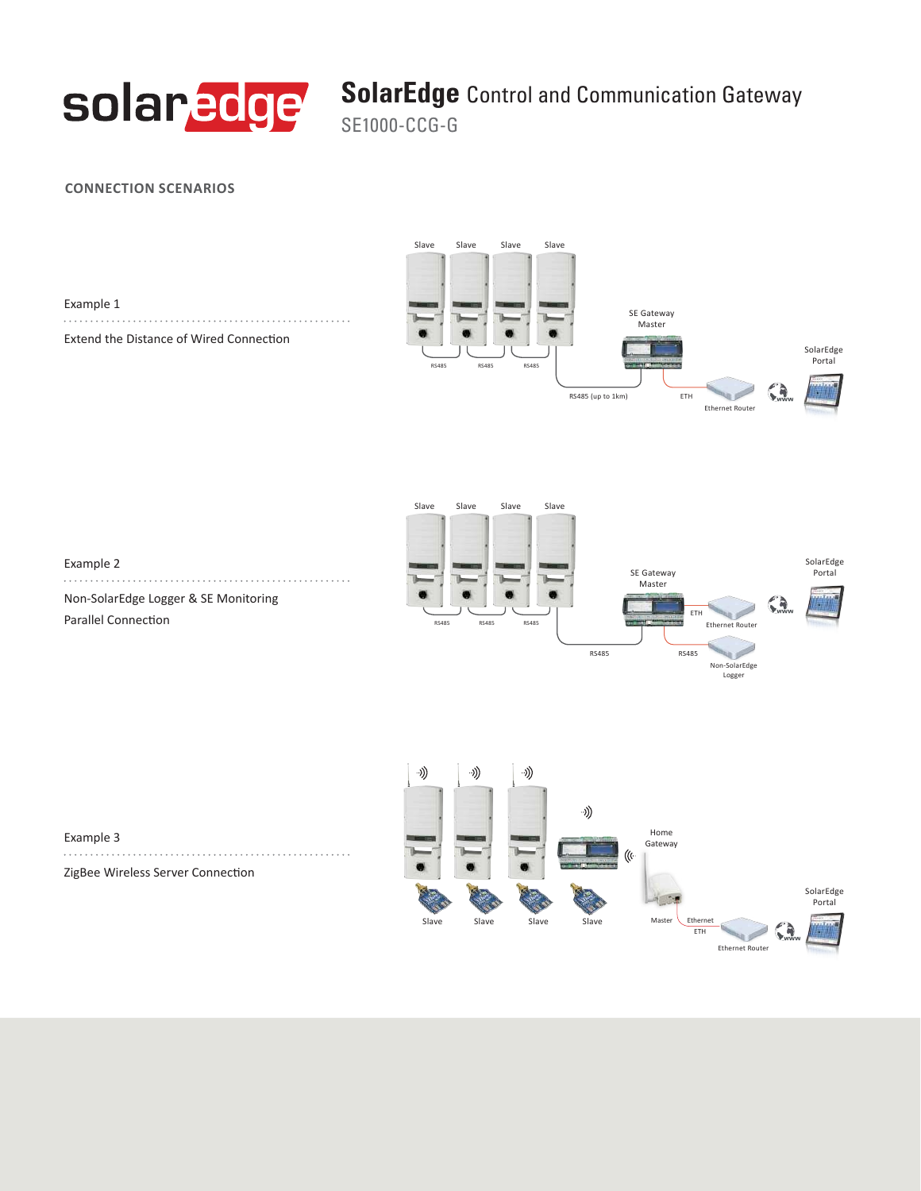## CONNECTION SCENARIOS

Example 1

Extend the Distance of Wired Connection

Slave Slave Slave Slave

RS485 RS485 RS485

SE Gateway Master

RS485 (up to 1km)

ETH

Ethernet Router

SolarEdge Portal

Example 2

Non-SolarEdge Logger & SE Monitoring Parallel Connection

Slave Slave Slave Slave

RS485 RS485 RS485

SE Gateway Master

ETH

Ethernet Router

SolarEdge Portal

RS485

RS485

Non-SolarEdge Logger

Example 3

ZigBee Wireless Server Connection

Slave Slave Slave Slave

Home Gateway

Master

Ethernet ETH

Ethernet Router

SolarEdge Portal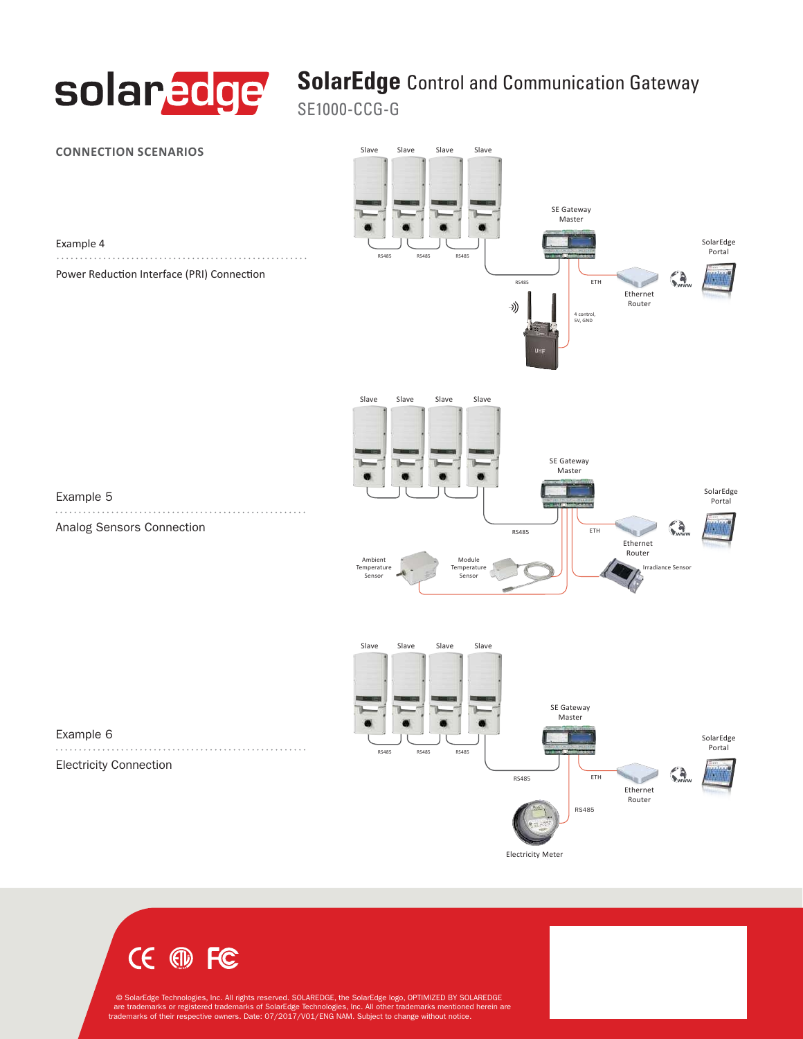# SolarEdge Control and Communication Gateway

SE1000-CCG-G

## CONNECTION SCENARIOS

Example 4

Power Reduction Interface (PRI) Connection

Slave
Slave
Slave
Slave
RS485
RS485
RS485
SE Gateway Master
RS485
ETH
4 control, 5V, GND
UHF
Ethernet Router
SolarEdge Portal

Example 5

Analog Sensors Connection

Slave
Slave
Slave
Slave
SE Gateway Master
RS485
ETH
Ethernet Router
SolarEdge Portal
Ambient Temperature Sensor
Module Temperature Sensor
Irradiance Sensor

Example 6

Electricity Connection

Slave
Slave
Slave
Slave
RS485
RS485
RS485
SE Gateway Master
RS485
ETH
Ethernet Router
SolarEdge Portal
RS485
Electricity Meter

© SolarEdge Technologies, Inc. All rights reserved. SOLAREDGE, the SolarEdge logo, OPTIMIZED BY SOLAREDGE are trademarks or registered trademarks of SolarEdge Technologies, Inc. All other trademarks mentioned herein are trademarks of their respective owners. Date: 07/2017/V01/ENG NAM. Subject to change without notice.